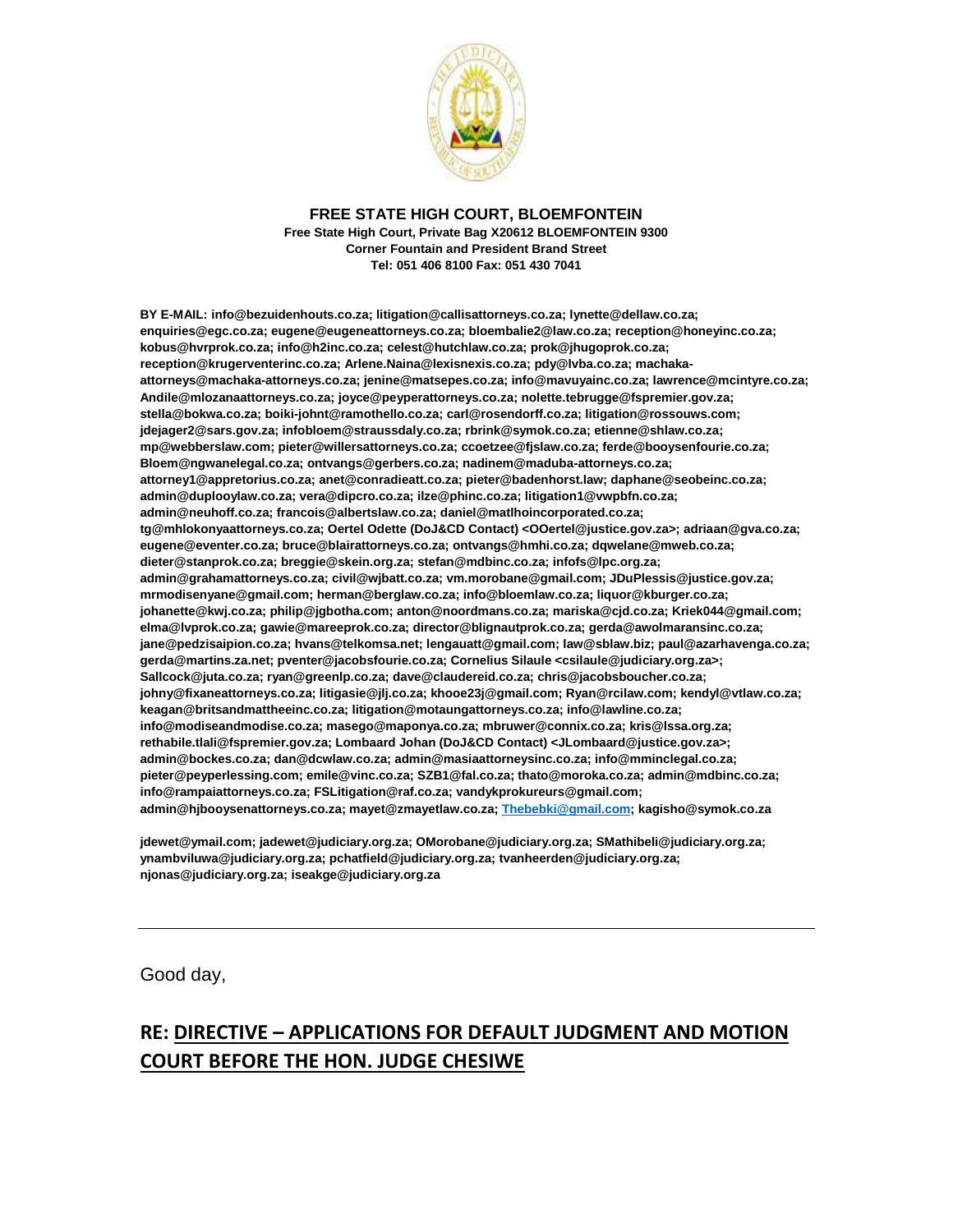**FREE STATE HIGH COURT, BLOEMFONTEIN**
**Free State High Court, Private Bag X20612 BLOEMFONTEIN 9300**
**Corner Fountain and President Brand Street**
**Tel: 051 406 8100 Fax: 051 430 7041**

**BY E-MAIL: info@bezuidenhouts.co.za; litigation@callisattorneys.co.za; lynette@dellaw.co.za; enquiries@egc.co.za; eugene@eugeneattorneys.co.za; bloembalie2@law.co.za; reception@honeyinc.co.za; kobus@hvrprok.co.za; info@h2inc.co.za; celest@hutchlaw.co.za; prok@jhugoprok.co.za; reception@krugerventerinc.co.za; Arlene.Naina@lexisnexis.co.za; pdy@lvba.co.za; machaka-attorneys@machaka-attorneys.co.za; jenine@matsepes.co.za; info@mavuyainc.co.za; lawrence@mcintyre.co.za; Andile@mlozanaattorneys.co.za; joyce@peyperattorneys.co.za; nolette.tebrugge@fspremier.gov.za; stella@bokwa.co.za; boiki-johnt@ramothello.co.za; carl@rosendorff.co.za; litigation@rossouws.com; jdejager2@sars.gov.za; infobloem@straussdaly.co.za; rbrink@symok.co.za; etienne@shlaw.co.za; mp@webberslaw.com; pieter@willersattorneys.co.za; ccoetzee@fjslaw.co.za; ferde@booysenfourie.co.za; Bloem@ngwanelegal.co.za; ontvangs@gerbers.co.za; nadinem@maduba-attorneys.co.za; attorney1@appretorius.co.za; anet@conradieatt.co.za; pieter@badenhorst.law; daphane@seobeinc.co.za; admin@duplooylaw.co.za; vera@dipcro.co.za; ilze@phinc.co.za; litigation1@vwpbfn.co.za; admin@neuhoff.co.za; francois@albertslaw.co.za; daniel@matlhoincorporated.co.za; tg@mhlokonyaattorneys.co.za; Oertel Odette (DoJ&CD Contact) <OOertel@justice.gov.za>; adriaan@gva.co.za; eugene@eventer.co.za; bruce@blairattorneys.co.za; ontvangs@hmhi.co.za; dqwelane@mweb.co.za; dieter@stanprok.co.za; breggie@skein.org.za; stefan@mdbinc.co.za; infofs@lpc.org.za; admin@grahamattorneys.co.za; civil@wjbatt.co.za; vm.morobane@gmail.com; JDuPlessis@justice.gov.za; mrmodisenyane@gmail.com; herman@berglaw.co.za; info@bloemlaw.co.za; liquor@kburger.co.za; johanette@kwj.co.za; philip@jgbotha.com; anton@noordmans.co.za; mariska@cjd.co.za; Kriek044@gmail.com; elma@lvprok.co.za; gawie@mareeprok.co.za; director@blignautprok.co.za; gerda@awolmaransinc.co.za; jane@pedzisaipion.co.za; hvans@telkomsa.net; lengauatt@gmail.com; law@sblaw.biz; paul@azarhavenga.co.za; gerda@martins.za.net; pventer@jacobsfourie.co.za; Cornelius Silaule <csilaule@judiciary.org.za>; Sallcock@juta.co.za; ryan@greenlp.co.za; dave@claudereid.co.za; chris@jacobsboucher.co.za; johny@fixaneattorneys.co.za; litigasie@jlj.co.za; khooe23j@gmail.com; Ryan@rcilaw.com; kendyl@vtlaw.co.za; keagan@britsandmattheeinc.co.za; litigation@motaungattorneys.co.za; info@lawline.co.za; info@modiseandmodise.co.za; masego@maponya.co.za; mbruwer@connix.co.za; kris@lssa.org.za; rethabile.tlali@fspremier.gov.za; Lombaard Johan (DoJ&CD Contact) <JLombaard@justice.gov.za>; admin@bockes.co.za; dan@dcwlaw.co.za; admin@masiaattorneysinc.co.za; info@mminclegal.co.za; pieter@peyperlessing.com; emile@vinc.co.za; SZB1@fal.co.za; thato@moroka.co.za; admin@mdbinc.co.za; info@rampaiattorneys.co.za; FSLitigation@raf.co.za; vandykprokureurs@gmail.com; admin@hjbooysenattorneys.co.za; mayet@zmayetlaw.co.za; Thebebki@gmail.com; kagisho@symok.co.za**

**jdewet@ymail.com; jadewet@judiciary.org.za; OMorobane@judiciary.org.za; SMathibeli@judiciary.org.za; ynambviluwa@judiciary.org.za; pchatfield@judiciary.org.za; tvanheerden@judiciary.org.za; njonas@judiciary.org.za; iseakge@judiciary.org.za**

---

Good day,

## RE: DIRECTIVE – APPLICATIONS FOR DEFAULT JUDGMENT AND MOTION COURT BEFORE THE HON. JUDGE CHESIWE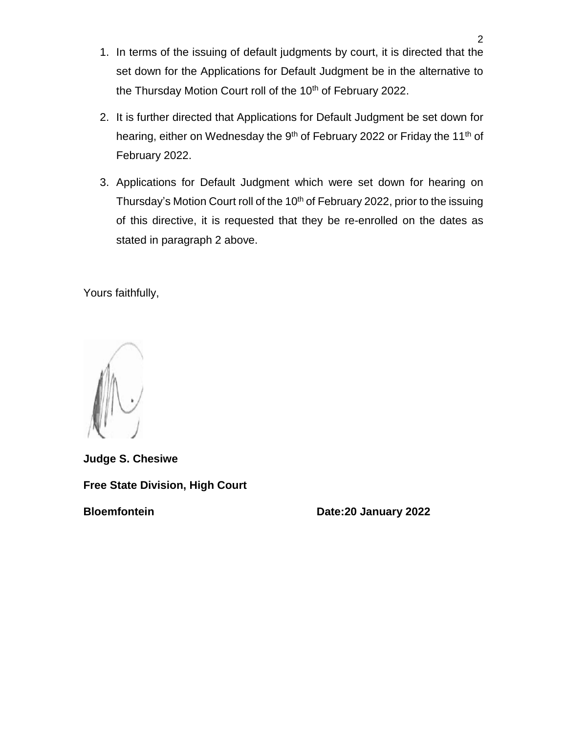1. In terms of the issuing of default judgments by court, it is directed that the set down for the Applications for Default Judgment be in the alternative to the Thursday Motion Court roll of the 10th of February 2022.
2. It is further directed that Applications for Default Judgment be set down for hearing, either on Wednesday the 9th of February 2022 or Friday the 11th of February 2022.
3. Applications for Default Judgment which were set down for hearing on Thursday's Motion Court roll of the 10th of February 2022, prior to the issuing of this directive, it is requested that they be re-enrolled on the dates as stated in paragraph 2 above.

Yours faithfully,

**Judge S. Chesiwe**

**Free State Division, High Court**

**Bloemfontein** **Date:20 January 2022**